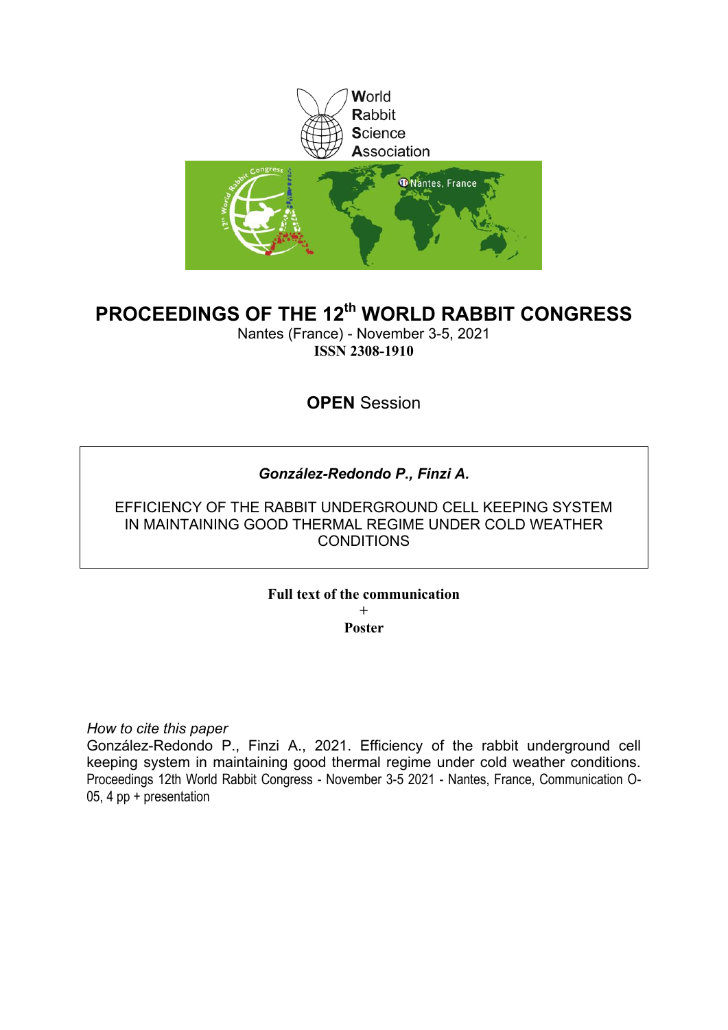World
Rabbit
Science
Association

# PROCEEDINGS OF THE 12th WORLD RABBIT CONGRESS

Nantes (France) - November 3-5, 2021

**ISSN 2308-1910**

## **OPEN** Session

***González-Redondo P., Finzi A.***

EFFICIENCY OF THE RABBIT UNDERGROUND CELL KEEPING SYSTEM IN MAINTAINING GOOD THERMAL REGIME UNDER COLD WEATHER CONDITIONS

**Full text of the communication**

**+**

**Poster**

*How to cite this paper*

González-Redondo P., Finzi A., 2021. Efficiency of the rabbit underground cell keeping system in maintaining good thermal regime under cold weather conditions. Proceedings 12th World Rabbit Congress - November 3-5 2021 - Nantes, France, Communication O-05, 4 pp + presentation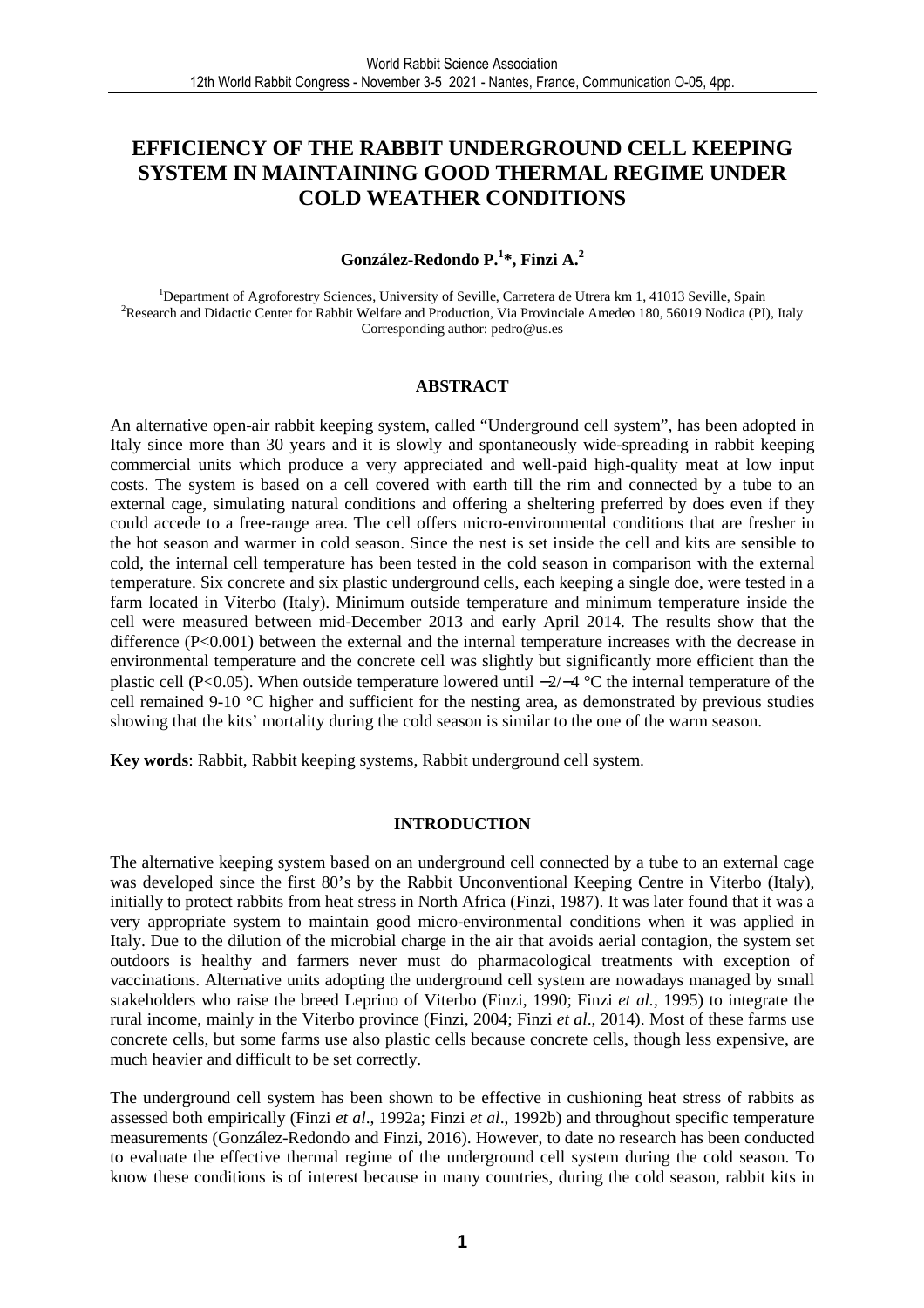# EFFICIENCY OF THE RABBIT UNDERGROUND CELL KEEPING SYSTEM IN MAINTAINING GOOD THERMAL REGIME UNDER COLD WEATHER CONDITIONS

**González-Redondo P.[1]*, Finzi A.[2]**

[1]Department of Agroforestry Sciences, University of Seville, Carretera de Utrera km 1, 41013 Seville, Spain
[2]Research and Didactic Center for Rabbit Welfare and Production, Via Provinciale Amedeo 180, 56019 Nodica (PI), Italy
Corresponding author: pedro@us.es

## ABSTRACT

An alternative open-air rabbit keeping system, called "Underground cell system", has been adopted in Italy since more than 30 years and it is slowly and spontaneously wide-spreading in rabbit keeping commercial units which produce a very appreciated and well-paid high-quality meat at low input costs. The system is based on a cell covered with earth till the rim and connected by a tube to an external cage, simulating natural conditions and offering a sheltering preferred by does even if they could accede to a free-range area. The cell offers micro-environmental conditions that are fresher in the hot season and warmer in cold season. Since the nest is set inside the cell and kits are sensible to cold, the internal cell temperature has been tested in the cold season in comparison with the external temperature. Six concrete and six plastic underground cells, each keeping a single doe, were tested in a farm located in Viterbo (Italy). Minimum outside temperature and minimum temperature inside the cell were measured between mid-December 2013 and early April 2014. The results show that the difference ($P<0.001$) between the external and the internal temperature increases with the decrease in environmental temperature and the concrete cell was slightly but significantly more efficient than the plastic cell ($P<0.05$). When outside temperature lowered until $-2/-4$ °C the internal temperature of the cell remained 9-10 °C higher and sufficient for the nesting area, as demonstrated by previous studies showing that the kits' mortality during the cold season is similar to the one of the warm season.

**Key words**: Rabbit, Rabbit keeping systems, Rabbit underground cell system.

## INTRODUCTION

The alternative keeping system based on an underground cell connected by a tube to an external cage was developed since the first 80's by the Rabbit Unconventional Keeping Centre in Viterbo (Italy), initially to protect rabbits from heat stress in North Africa (Finzi, 1987). It was later found that it was a very appropriate system to maintain good micro-environmental conditions when it was applied in Italy. Due to the dilution of the microbial charge in the air that avoids aerial contagion, the system set outdoors is healthy and farmers never must do pharmacological treatments with exception of vaccinations. Alternative units adopting the underground cell system are nowadays managed by small stakeholders who raise the breed Leprino of Viterbo (Finzi, 1990; Finzi *et al.*, 1995) to integrate the rural income, mainly in the Viterbo province (Finzi, 2004; Finzi *et al*., 2014). Most of these farms use concrete cells, but some farms use also plastic cells because concrete cells, though less expensive, are much heavier and difficult to be set correctly.

The underground cell system has been shown to be effective in cushioning heat stress of rabbits as assessed both empirically (Finzi *et al*., 1992a; Finzi *et al*., 1992b) and throughout specific temperature measurements (González-Redondo and Finzi, 2016). However, to date no research has been conducted to evaluate the effective thermal regime of the underground cell system during the cold season. To know these conditions is of interest because in many countries, during the cold season, rabbit kits in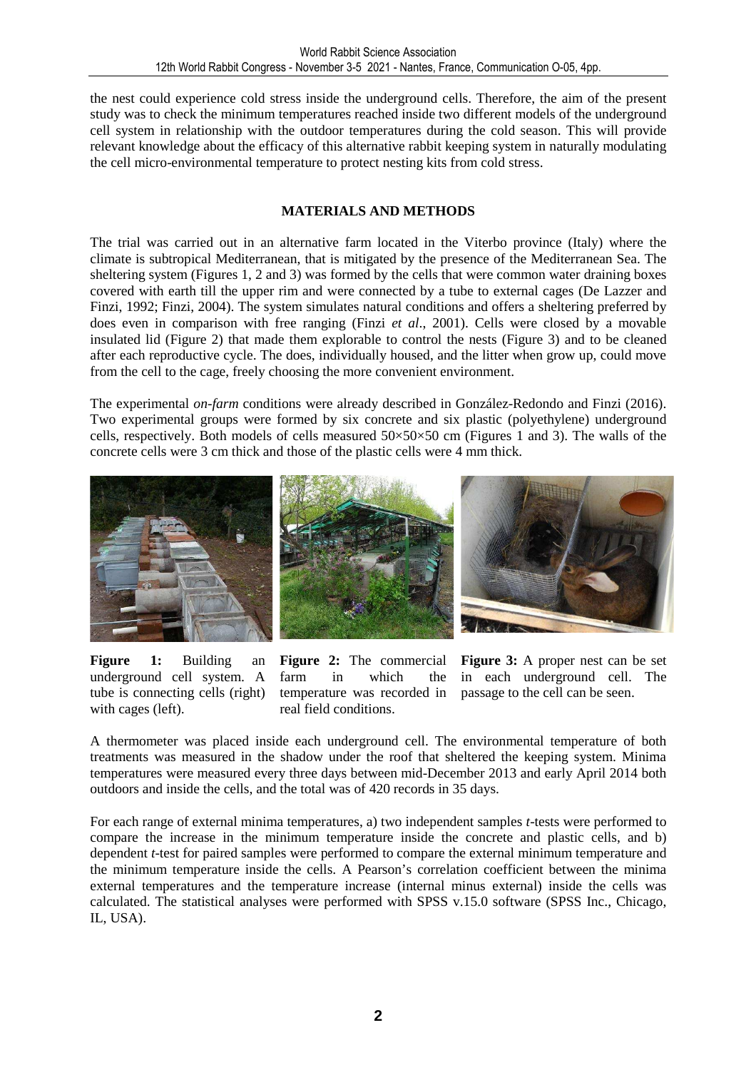the nest could experience cold stress inside the underground cells. Therefore, the aim of the present study was to check the minimum temperatures reached inside two different models of the underground cell system in relationship with the outdoor temperatures during the cold season. This will provide relevant knowledge about the efficacy of this alternative rabbit keeping system in naturally modulating the cell micro-environmental temperature to protect nesting kits from cold stress.

## MATERIALS AND METHODS

The trial was carried out in an alternative farm located in the Viterbo province (Italy) where the climate is subtropical Mediterranean, that is mitigated by the presence of the Mediterranean Sea. The sheltering system (Figures 1, 2 and 3) was formed by the cells that were common water draining boxes covered with earth till the upper rim and were connected by a tube to external cages (De Lazzer and Finzi, 1992; Finzi, 2004). The system simulates natural conditions and offers a sheltering preferred by does even in comparison with free ranging (Finzi *et al*., 2001). Cells were closed by a movable insulated lid (Figure 2) that made them explorable to control the nests (Figure 3) and to be cleaned after each reproductive cycle. The does, individually housed, and the litter when grow up, could move from the cell to the cage, freely choosing the more convenient environment.

The experimental *on-farm* conditions were already described in González-Redondo and Finzi (2016). Two experimental groups were formed by six concrete and six plastic (polyethylene) underground cells, respectively. Both models of cells measured 50×50×50 cm (Figures 1 and 3). The walls of the concrete cells were 3 cm thick and those of the plastic cells were 4 mm thick.

**Figure 1:** Building an underground cell system. A tube is connecting cells (right) with cages (left).

**Figure 2:** The commercial farm in which the temperature was recorded in real field conditions.

**Figure 3:** A proper nest can be set in each underground cell. The passage to the cell can be seen.

A thermometer was placed inside each underground cell. The environmental temperature of both treatments was measured in the shadow under the roof that sheltered the keeping system. Minima temperatures were measured every three days between mid-December 2013 and early April 2014 both outdoors and inside the cells, and the total was of 420 records in 35 days.

For each range of external minima temperatures, a) two independent samples *t*-tests were performed to compare the increase in the minimum temperature inside the concrete and plastic cells, and b) dependent *t*-test for paired samples were performed to compare the external minimum temperature and the minimum temperature inside the cells. A Pearson's correlation coefficient between the minima external temperatures and the temperature increase (internal minus external) inside the cells was calculated. The statistical analyses were performed with SPSS v.15.0 software (SPSS Inc., Chicago, IL, USA).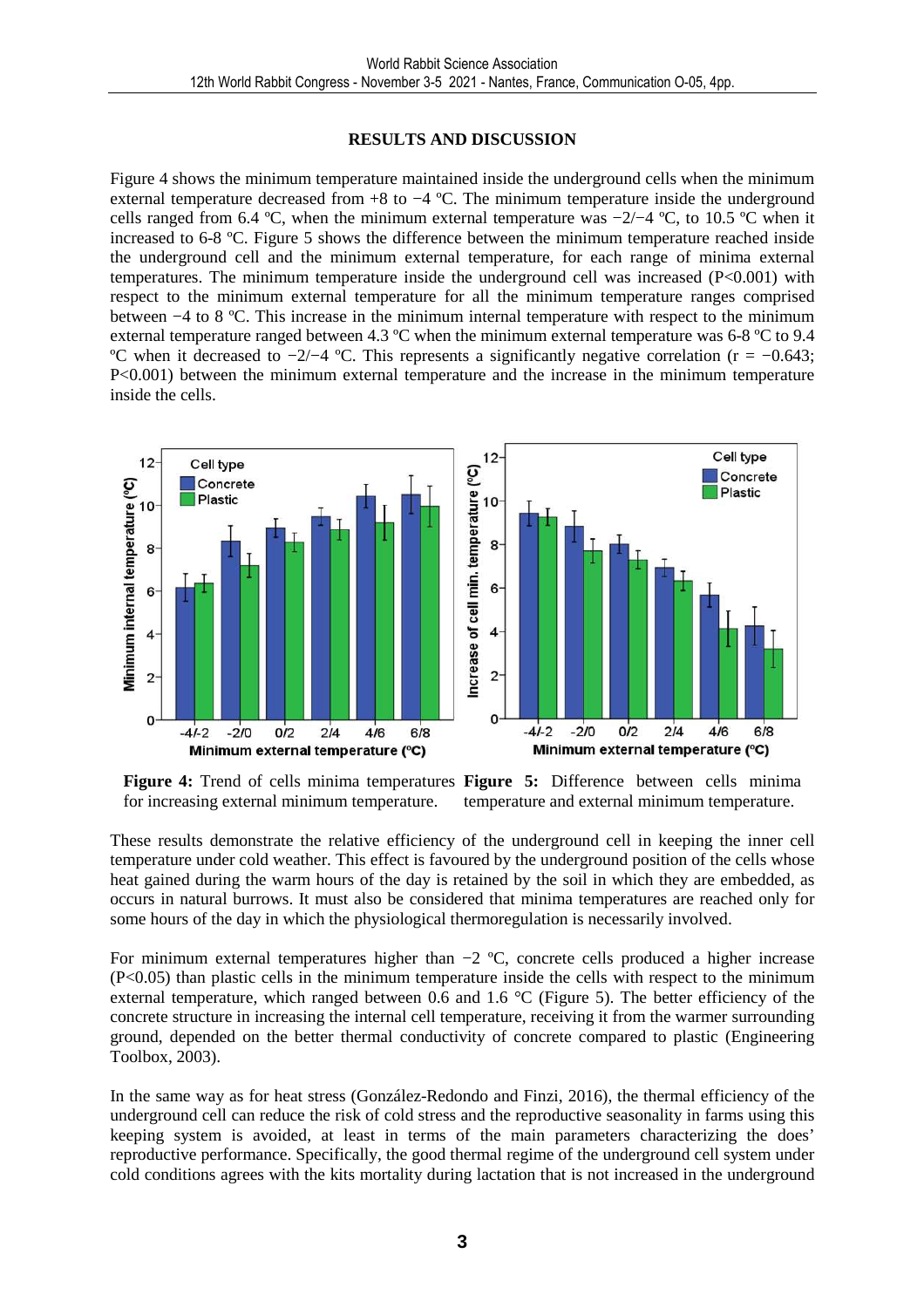## RESULTS AND DISCUSSION

Figure 4 shows the minimum temperature maintained inside the underground cells when the minimum external temperature decreased from +8 to −4 ºC. The minimum temperature inside the underground cells ranged from 6.4 ºC, when the minimum external temperature was −2/−4 ºC, to 10.5 ºC when it increased to 6-8 ºC. Figure 5 shows the difference between the minimum temperature reached inside the underground cell and the minimum external temperature, for each range of minima external temperatures. The minimum temperature inside the underground cell was increased ($P<0.001$) with respect to the minimum external temperature for all the minimum temperature ranges comprised between −4 to 8 ºC. This increase in the minimum internal temperature with respect to the minimum external temperature ranged between 4.3 ºC when the minimum external temperature was 6-8 ºC to 9.4 ºC when it decreased to −2/−4 ºC. This represents a significantly negative correlation ($r = −0.643$; $P<0.001$) between the minimum external temperature and the increase in the minimum temperature inside the cells.

**Figure 4:** Trend of cells minima temperatures for increasing external minimum temperature.

**Figure 5:** Difference between cells minima temperature and external minimum temperature.

These results demonstrate the relative efficiency of the underground cell in keeping the inner cell temperature under cold weather. This effect is favoured by the underground position of the cells whose heat gained during the warm hours of the day is retained by the soil in which they are embedded, as occurs in natural burrows. It must also be considered that minima temperatures are reached only for some hours of the day in which the physiological thermoregulation is necessarily involved.

For minimum external temperatures higher than −2 ºC, concrete cells produced a higher increase ($P<0.05$) than plastic cells in the minimum temperature inside the cells with respect to the minimum external temperature, which ranged between 0.6 and 1.6 °C (Figure 5). The better efficiency of the concrete structure in increasing the internal cell temperature, receiving it from the warmer surrounding ground, depended on the better thermal conductivity of concrete compared to plastic (Engineering Toolbox, 2003).

In the same way as for heat stress (González-Redondo and Finzi, 2016), the thermal efficiency of the underground cell can reduce the risk of cold stress and the reproductive seasonality in farms using this keeping system is avoided, at least in terms of the main parameters characterizing the does' reproductive performance. Specifically, the good thermal regime of the underground cell system under cold conditions agrees with the kits mortality during lactation that is not increased in the underground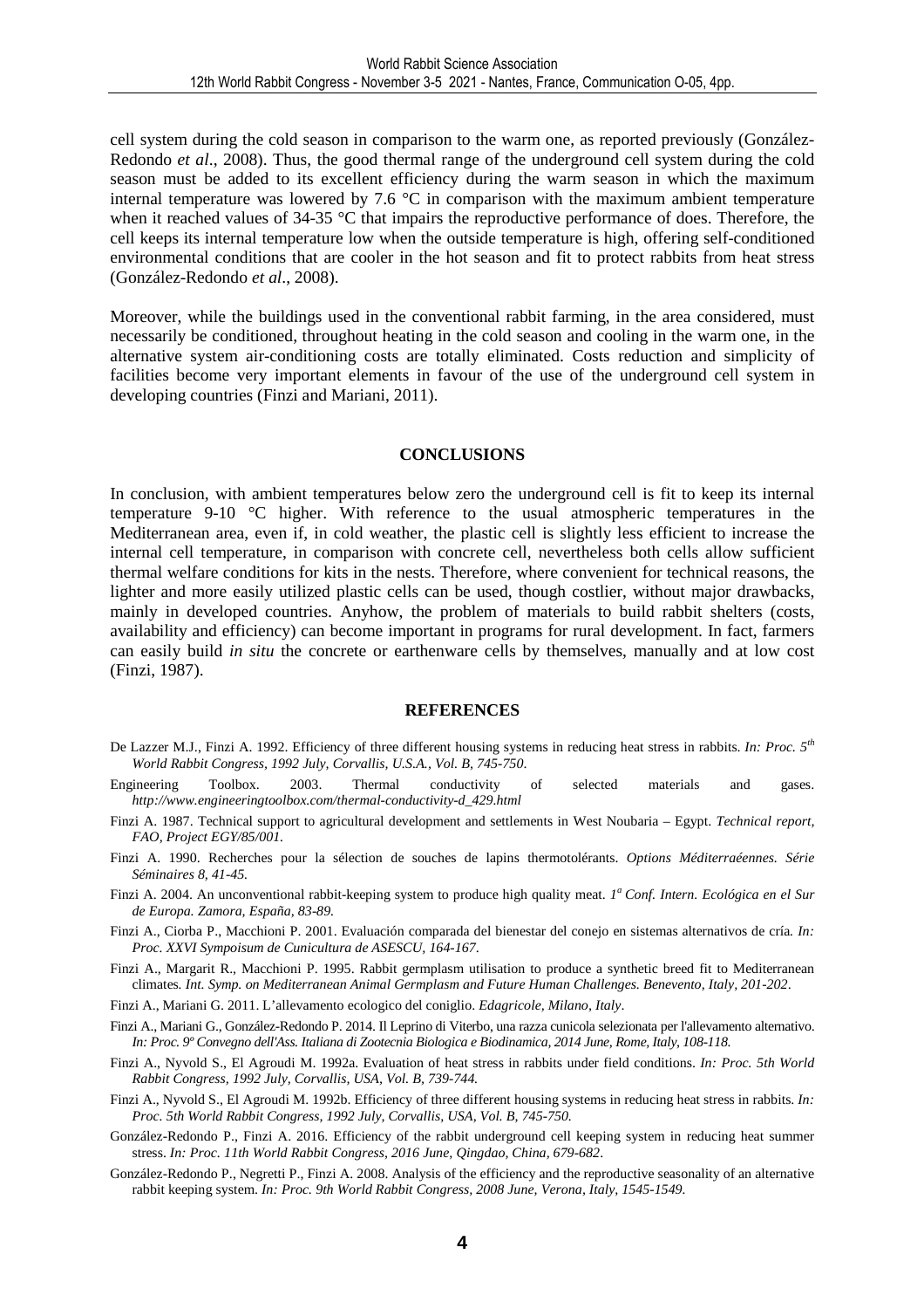cell system during the cold season in comparison to the warm one, as reported previously (González-Redondo *et al*., 2008). Thus, the good thermal range of the underground cell system during the cold season must be added to its excellent efficiency during the warm season in which the maximum internal temperature was lowered by 7.6 °C in comparison with the maximum ambient temperature when it reached values of 34-35 °C that impairs the reproductive performance of does. Therefore, the cell keeps its internal temperature low when the outside temperature is high, offering self-conditioned environmental conditions that are cooler in the hot season and fit to protect rabbits from heat stress (González-Redondo *et al*., 2008).

Moreover, while the buildings used in the conventional rabbit farming, in the area considered, must necessarily be conditioned, throughout heating in the cold season and cooling in the warm one, in the alternative system air-conditioning costs are totally eliminated. Costs reduction and simplicity of facilities become very important elements in favour of the use of the underground cell system in developing countries (Finzi and Mariani, 2011).

## CONCLUSIONS

In conclusion, with ambient temperatures below zero the underground cell is fit to keep its internal temperature 9-10 °C higher. With reference to the usual atmospheric temperatures in the Mediterranean area, even if, in cold weather, the plastic cell is slightly less efficient to increase the internal cell temperature, in comparison with concrete cell, nevertheless both cells allow sufficient thermal welfare conditions for kits in the nests. Therefore, where convenient for technical reasons, the lighter and more easily utilized plastic cells can be used, though costlier, without major drawbacks, mainly in developed countries. Anyhow, the problem of materials to build rabbit shelters (costs, availability and efficiency) can become important in programs for rural development. In fact, farmers can easily build *in situ* the concrete or earthenware cells by themselves, manually and at low cost (Finzi, 1987).

## REFERENCES

De Lazzer M.J., Finzi A. 1992. Efficiency of three different housing systems in reducing heat stress in rabbits. *In: Proc. 5th World Rabbit Congress, 1992 July, Corvallis, U.S.A., Vol. B, 745-750*.

Engineering Toolbox. 2003. Thermal conductivity of selected materials and gases. *http://www.engineeringtoolbox.com/thermal-conductivity-d_429.html*

Finzi A. 1987. Technical support to agricultural development and settlements in West Noubaria – Egypt. *Technical report, FAO, Project EGY/85/001.*

Finzi A. 1990. Recherches pour la sélection de souches de lapins thermotolérants. *Options Méditerraéennes. Série Séminaires 8, 41-45.*

Finzi A. 2004. An unconventional rabbit-keeping system to produce high quality meat. *1a Conf. Intern. Ecológica en el Sur de Europa. Zamora, España, 83-89.*

Finzi A., Ciorba P., Macchioni P. 2001. Evaluación comparada del bienestar del conejo en sistemas alternativos de cría. *In: Proc. XXVI Sympoisum de Cunicultura de ASESCU, 164-167.*

Finzi A., Margarit R., Macchioni P. 1995. Rabbit germplasm utilisation to produce a synthetic breed fit to Mediterranean climates. *Int. Symp. on Mediterranean Animal Germplasm and Future Human Challenges. Benevento, Italy, 201-202*.

Finzi A., Mariani G. 2011. L'allevamento ecologico del coniglio. *Edagricole, Milano, Italy*.

Finzi A., Mariani G., González-Redondo P. 2014. Il Leprino di Viterbo, una razza cunicola selezionata per l'allevamento alternativo. *In: Proc. 9º Convegno dell'Ass. Italiana di Zootecnia Biologica e Biodinamica, 2014 June, Rome, Italy, 108-118.*

Finzi A., Nyvold S., El Agroudi M. 1992a. Evaluation of heat stress in rabbits under field conditions. *In: Proc. 5th World Rabbit Congress, 1992 July, Corvallis, USA, Vol. B, 739-744.*

Finzi A., Nyvold S., El Agroudi M. 1992b. Efficiency of three different housing systems in reducing heat stress in rabbits. *In: Proc. 5th World Rabbit Congress, 1992 July, Corvallis, USA, Vol. B, 745-750.*

González-Redondo P., Finzi A. 2016. Efficiency of the rabbit underground cell keeping system in reducing heat summer stress. *In: Proc. 11th World Rabbit Congress, 2016 June, Qingdao, China, 679-682*.

González-Redondo P., Negretti P., Finzi A. 2008. Analysis of the efficiency and the reproductive seasonality of an alternative rabbit keeping system. *In: Proc. 9th World Rabbit Congress, 2008 June, Verona, Italy, 1545-1549.*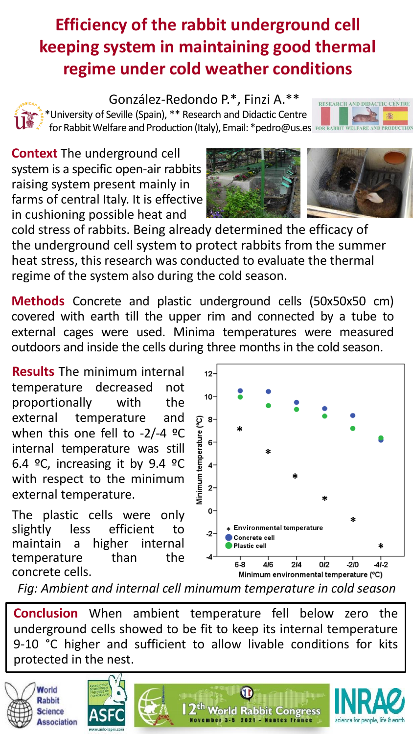# Efficiency of the rabbit underground cell keeping system in maintaining good thermal regime under cold weather conditions

González-Redondo P.*, Finzi A.**

*University of Seville (Spain), ** Research and Didactic Centre for Rabbit Welfare and Production (Italy), Email: *pedro@us.es

**Context** The underground cell system is a specific open-air rabbits raising system present mainly in farms of central Italy. It is effective in cushioning possible heat and cold stress of rabbits. Being already determined the efficacy of the underground cell system to protect rabbits from the summer heat stress, this research was conducted to evaluate the thermal regime of the system also during the cold season.

**Methods** Concrete and plastic underground cells (50x50x50 cm) covered with earth till the upper rim and connected by a tube to external cages were used. Minima temperatures were measured outdoors and inside the cells during three months in the cold season.

**Results** The minimum internal temperature decreased not proportionally with the external temperature and when this one fell to -2/-4 ºC internal temperature was still 6.4 ºC, increasing it by 9.4 ºC with respect to the minimum external temperature.

The plastic cells were only slightly less efficient to maintain a higher internal temperature than the concrete cells.

Minimum temperature (ºC)

12
10
8
6
4
2
0
-2
-4

6-8
4/6
2/4
0/2
-2/0
-4/-2

Minimum environmental temperature (ºC)

* Environmental temperature
Concrete cell
Plastic cell

*Fig: Ambient and internal cell minumum temperature in cold season*

**Conclusion** When ambient temperature fell below zero the underground cells showed to be fit to keep its internal temperature 9-10 °C higher and sufficient to allow livable conditions for kits protected in the nest.